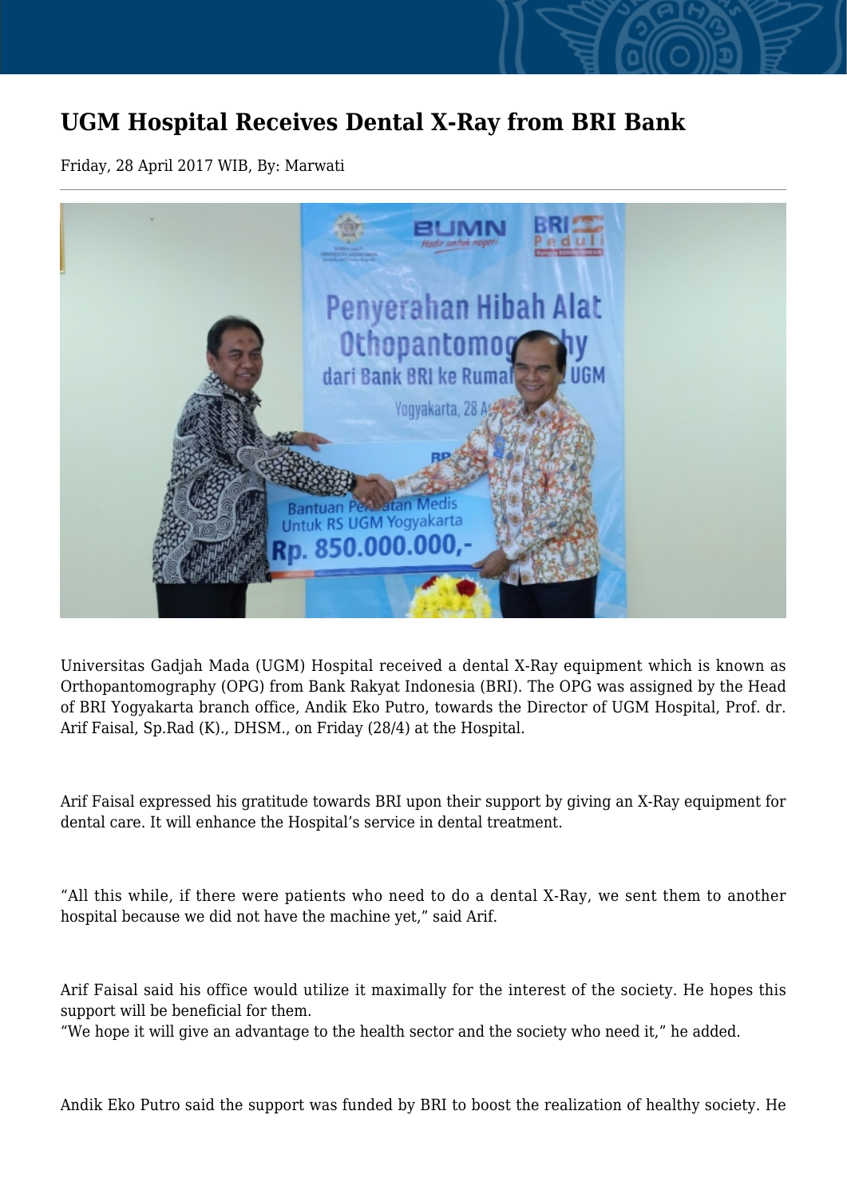# UGM Hospital Receives Dental X-Ray from BRI Bank

Friday, 28 April 2017 WIB, By: Marwati

Universitas Gadjah Mada (UGM) Hospital received a dental X-Ray equipment which is known as Orthopantomography (OPG) from Bank Rakyat Indonesia (BRI). The OPG was assigned by the Head of BRI Yogyakarta branch office, Andik Eko Putro, towards the Director of UGM Hospital, Prof. dr. Arif Faisal, Sp.Rad (K)., DHSM., on Friday (28/4) at the Hospital.

Arif Faisal expressed his gratitude towards BRI upon their support by giving an X-Ray equipment for dental care. It will enhance the Hospital's service in dental treatment.

"All this while, if there were patients who need to do a dental X-Ray, we sent them to another hospital because we did not have the machine yet," said Arif.

Arif Faisal said his office would utilize it maximally for the interest of the society. He hopes this support will be beneficial for them.
"We hope it will give an advantage to the health sector and the society who need it," he added.

Andik Eko Putro said the support was funded by BRI to boost the realization of healthy society. He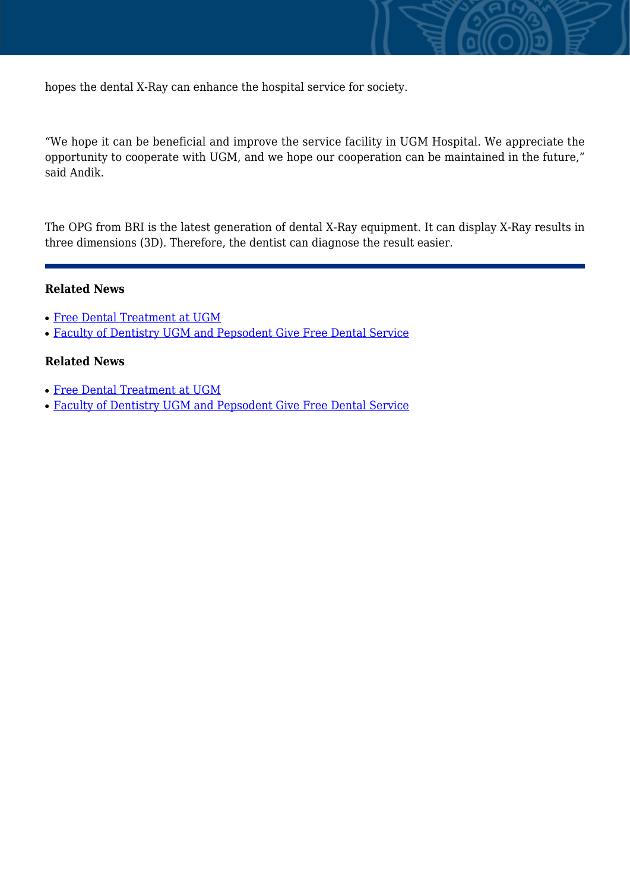hopes the dental X-Ray can enhance the hospital service for society.

“We hope it can be beneficial and improve the service facility in UGM Hospital. We appreciate the opportunity to cooperate with UGM, and we hope our cooperation can be maintained in the future,” said Andik.

The OPG from BRI is the latest generation of dental X-Ray equipment. It can display X-Ray results in three dimensions (3D). Therefore, the dentist can diagnose the result easier.

---

**Related News**

- Free Dental Treatment at UGM
- Faculty of Dentistry UGM and Pepsodent Give Free Dental Service

**Related News**

- Free Dental Treatment at UGM
- Faculty of Dentistry UGM and Pepsodent Give Free Dental Service